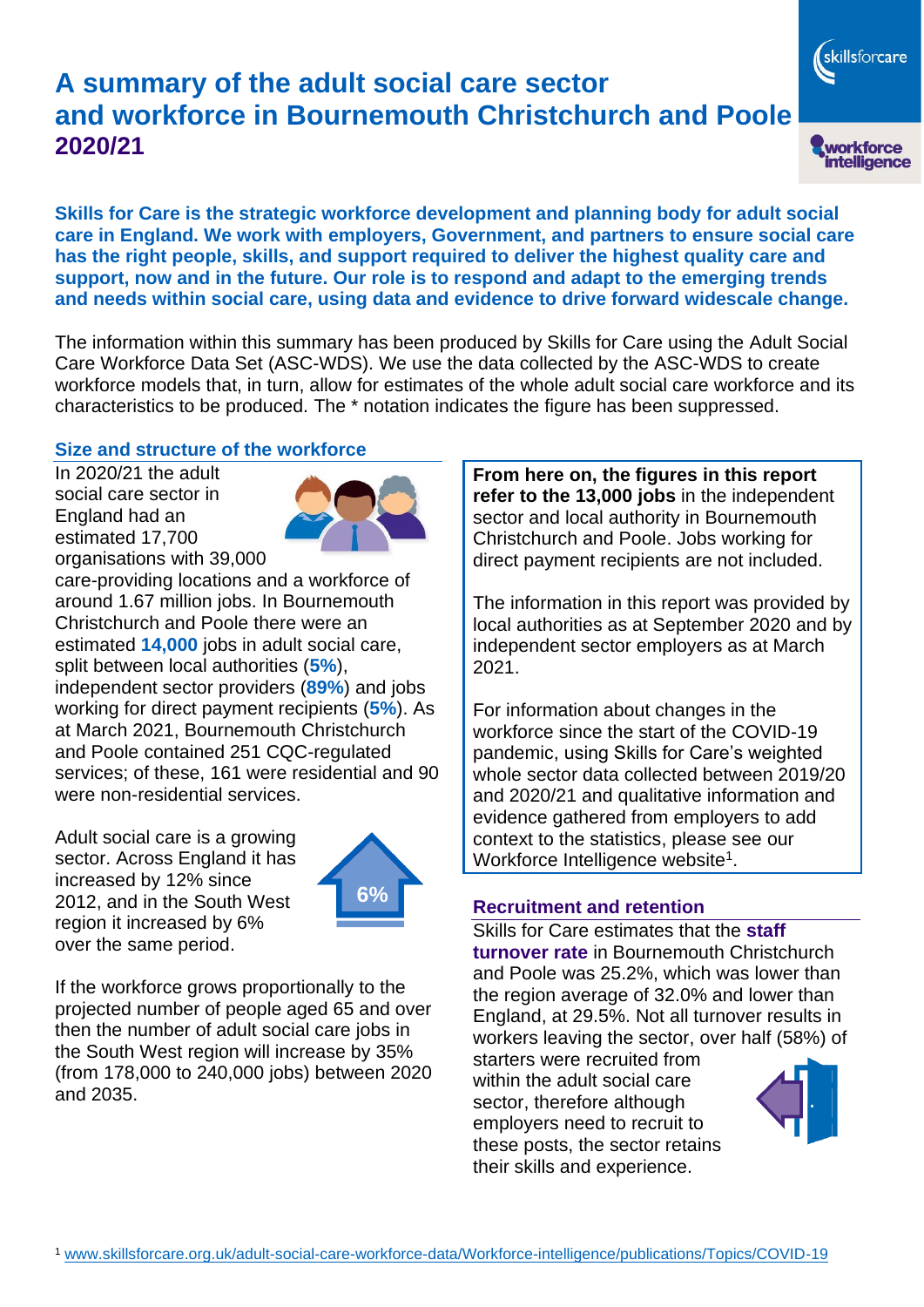# A summary of the adult social care sector and workforce in Bournemouth Christchurch and Poole 2020/21

**Skills for Care is the strategic workforce development and planning body for adult social care in England. We work with employers, Government, and partners to ensure social care has the right people, skills, and support required to deliver the highest quality care and support, now and in the future. Our role is to respond and adapt to the emerging trends and needs within social care, using data and evidence to drive forward widescale change.**

The information within this summary has been produced by Skills for Care using the Adult Social Care Workforce Data Set (ASC-WDS). We use the data collected by the ASC-WDS to create workforce models that, in turn, allow for estimates of the whole adult social care workforce and its characteristics to be produced. The * notation indicates the figure has been suppressed.

## Size and structure of the workforce

In 2020/21 the adult social care sector in England had an estimated 17,700 organisations with 39,000 care-providing locations and a workforce of around 1.67 million jobs. In Bournemouth Christchurch and Poole there were an estimated **14,000** jobs in adult social care, split between local authorities (**5%**), independent sector providers (**89%**) and jobs working for direct payment recipients (**5%**). As at March 2021, Bournemouth Christchurch and Poole contained 251 CQC-regulated services; of these, 161 were residential and 90 were non-residential services.

Adult social care is a growing sector. Across England it has increased by 12% since 2012, and in the South West region it increased by 6% over the same period.

6%

If the workforce grows proportionally to the projected number of people aged 65 and over then the number of adult social care jobs in the South West region will increase by 35% (from 178,000 to 240,000 jobs) between 2020 and 2035.

**From here on, the figures in this report refer to the 13,000 jobs** in the independent sector and local authority in Bournemouth Christchurch and Poole. Jobs working for direct payment recipients are not included.

The information in this report was provided by local authorities as at September 2020 and by independent sector employers as at March 2021.

For information about changes in the workforce since the start of the COVID-19 pandemic, using Skills for Care's weighted whole sector data collected between 2019/20 and 2020/21 and qualitative information and evidence gathered from employers to add context to the statistics, please see our Workforce Intelligence website[1].

## Recruitment and retention

Skills for Care estimates that the **staff turnover rate** in Bournemouth Christchurch and Poole was 25.2%, which was lower than the region average of 32.0% and lower than England, at 29.5%. Not all turnover results in workers leaving the sector, over half (58%) of starters were recruited from within the adult social care sector, therefore although employers need to recruit to these posts, the sector retains their skills and experience.

[1] www.skillsforcare.org.uk/adult-social-care-workforce-data/Workforce-intelligence/publications/Topics/COVID-19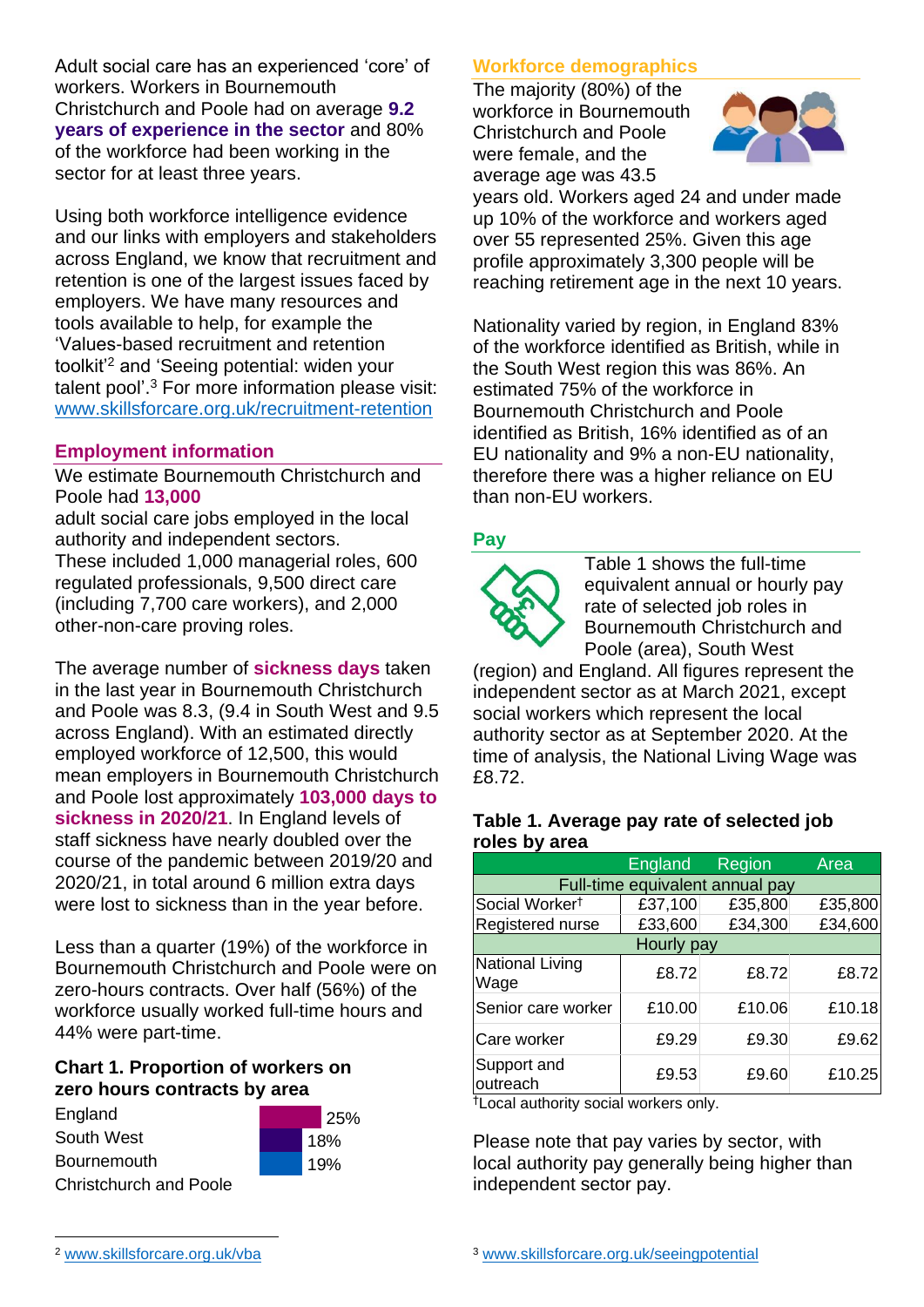Adult social care has an experienced 'core' of workers. Workers in Bournemouth Christchurch and Poole had on average **9.2 years of experience in the sector** and 80% of the workforce had been working in the sector for at least three years.

Using both workforce intelligence evidence and our links with employers and stakeholders across England, we know that recruitment and retention is one of the largest issues faced by employers. We have many resources and tools available to help, for example the 'Values-based recruitment and retention toolkit'[2] and 'Seeing potential: widen your talent pool'.[3] For more information please visit: www.skillsforcare.org.uk/recruitment-retention

## Employment information

We estimate Bournemouth Christchurch and Poole had **13,000** adult social care jobs employed in the local authority and independent sectors. These included 1,000 managerial roles, 600 regulated professionals, 9,500 direct care (including 7,700 care workers), and 2,000 other-non-care proving roles.

The average number of **sickness days** taken in the last year in Bournemouth Christchurch and Poole was 8.3, (9.4 in South West and 9.5 across England). With an estimated directly employed workforce of 12,500, this would mean employers in Bournemouth Christchurch and Poole lost approximately **103,000 days to sickness in 2020/21**. In England levels of staff sickness have nearly doubled over the course of the pandemic between 2019/20 and 2020/21, in total around 6 million extra days were lost to sickness than in the year before.

Less than a quarter (19%) of the workforce in Bournemouth Christchurch and Poole were on zero-hours contracts. Over half (56%) of the workforce usually worked full-time hours and 44% were part-time.

### Chart 1. Proportion of workers on zero hours contracts by area

| Area | Proportion |
|---|---|
| England | 25% |
| South West | 18% |
| Bournemouth Christchurch and Poole | 19% |

## Workforce demographics

The majority (80%) of the workforce in Bournemouth Christchurch and Poole were female, and the average age was 43.5 years old. Workers aged 24 and under made up 10% of the workforce and workers aged over 55 represented 25%. Given this age profile approximately 3,300 people will be reaching retirement age in the next 10 years.

Nationality varied by region, in England 83% of the workforce identified as British, while in the South West region this was 86%. An estimated 75% of the workforce in Bournemouth Christchurch and Poole identified as British, 16% identified as of an EU nationality and 9% a non-EU nationality, therefore there was a higher reliance on EU than non-EU workers.

## Pay

Table 1 shows the full-time equivalent annual or hourly pay rate of selected job roles in Bournemouth Christchurch and Poole (area), South West (region) and England. All figures represent the independent sector as at March 2021, except social workers which represent the local authority sector as at September 2020. At the time of analysis, the National Living Wage was £8.72.

### Table 1. Average pay rate of selected job roles by area

| | England | Region | Area |
|---|---|---|---|
| **Full-time equivalent annual pay** | | | |
| Social Worker† | £37,100 | £35,800 | £35,800 |
| Registered nurse | £33,600 | £34,300 | £34,600 |
| **Hourly pay** | | | |
| National Living Wage | £8.72 | £8.72 | £8.72 |
| Senior care worker | £10.00 | £10.06 | £10.18 |
| Care worker | £9.29 | £9.30 | £9.62 |
| Support and outreach | £9.53 | £9.60 | £10.25 |

†Local authority social workers only.

Please note that pay varies by sector, with local authority pay generally being higher than independent sector pay.

[2] www.skillsforcare.org.uk/vba

[3] www.skillsforcare.org.uk/seeingpotential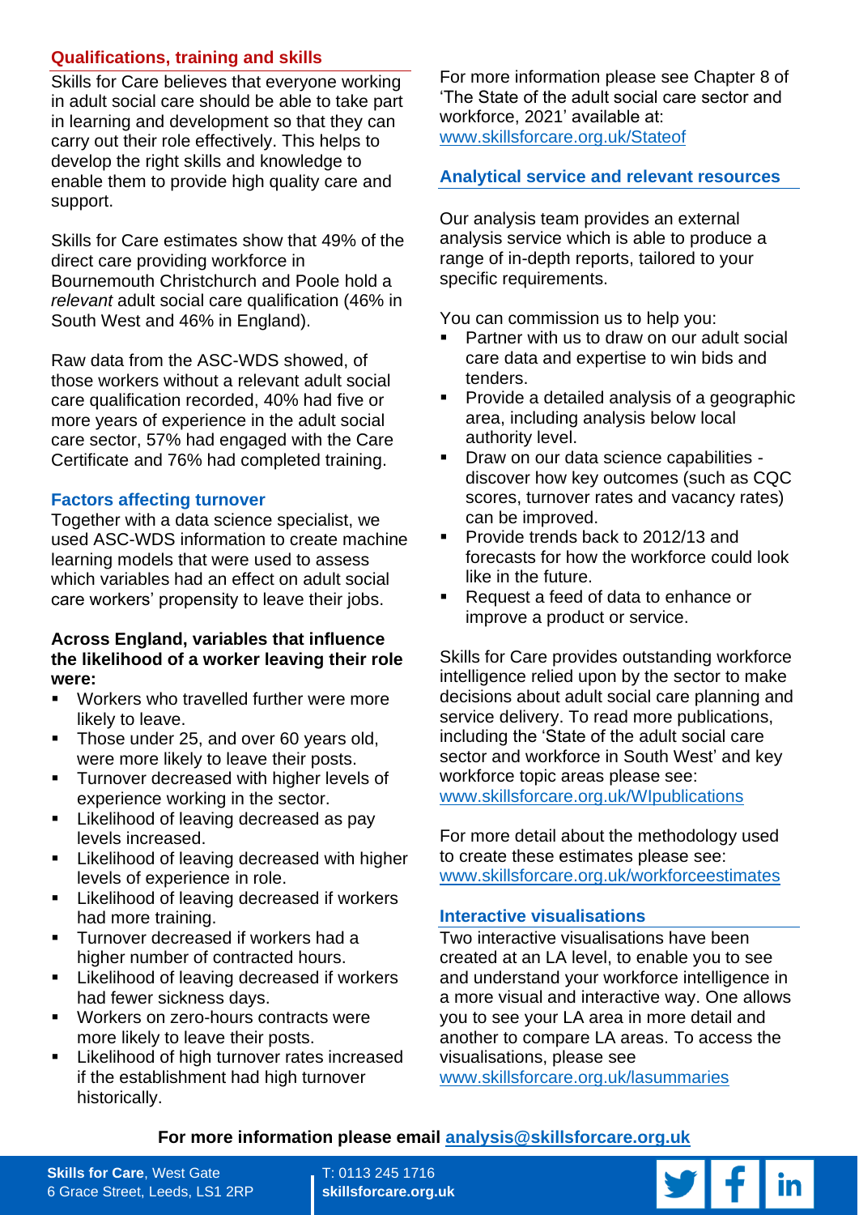## Qualifications, training and skills

Skills for Care believes that everyone working in adult social care should be able to take part in learning and development so that they can carry out their role effectively. This helps to develop the right skills and knowledge to enable them to provide high quality care and support.

Skills for Care estimates show that 49% of the direct care providing workforce in Bournemouth Christchurch and Poole hold a *relevant* adult social care qualification (46% in South West and 46% in England).

Raw data from the ASC-WDS showed, of those workers without a relevant adult social care qualification recorded, 40% had five or more years of experience in the adult social care sector, 57% had engaged with the Care Certificate and 76% had completed training.

## Factors affecting turnover

Together with a data science specialist, we used ASC-WDS information to create machine learning models that were used to assess which variables had an effect on adult social care workers' propensity to leave their jobs.

**Across England, variables that influence the likelihood of a worker leaving their role were:**

- Workers who travelled further were more likely to leave.
- Those under 25, and over 60 years old, were more likely to leave their posts.
- Turnover decreased with higher levels of experience working in the sector.
- Likelihood of leaving decreased as pay levels increased.
- Likelihood of leaving decreased with higher levels of experience in role.
- Likelihood of leaving decreased if workers had more training.
- Turnover decreased if workers had a higher number of contracted hours.
- Likelihood of leaving decreased if workers had fewer sickness days.
- Workers on zero-hours contracts were more likely to leave their posts.
- Likelihood of high turnover rates increased if the establishment had high turnover historically.

For more information please see Chapter 8 of 'The State of the adult social care sector and workforce, 2021' available at: www.skillsforcare.org.uk/Stateof

## Analytical service and relevant resources

Our analysis team provides an external analysis service which is able to produce a range of in-depth reports, tailored to your specific requirements.

You can commission us to help you:

- Partner with us to draw on our adult social care data and expertise to win bids and tenders.
- Provide a detailed analysis of a geographic area, including analysis below local authority level.
- Draw on our data science capabilities - discover how key outcomes (such as CQC scores, turnover rates and vacancy rates) can be improved.
- Provide trends back to 2012/13 and forecasts for how the workforce could look like in the future.
- Request a feed of data to enhance or improve a product or service.

Skills for Care provides outstanding workforce intelligence relied upon by the sector to make decisions about adult social care planning and service delivery. To read more publications, including the 'State of the adult social care sector and workforce in South West' and key workforce topic areas please see: www.skillsforcare.org.uk/WIpublications

For more detail about the methodology used to create these estimates please see: www.skillsforcare.org.uk/workforceestimates

## Interactive visualisations

Two interactive visualisations have been created at an LA level, to enable you to see and understand your workforce intelligence in a more visual and interactive way. One allows you to see your LA area in more detail and another to compare LA areas. To access the visualisations, please see www.skillsforcare.org.uk/lasummaries

**For more information please email analysis@skillsforcare.org.uk**

**Skills for Care**, West Gate
6 Grace Street, Leeds, LS1 2RP

T: 0113 245 1716
**skillsforcare.org.uk**